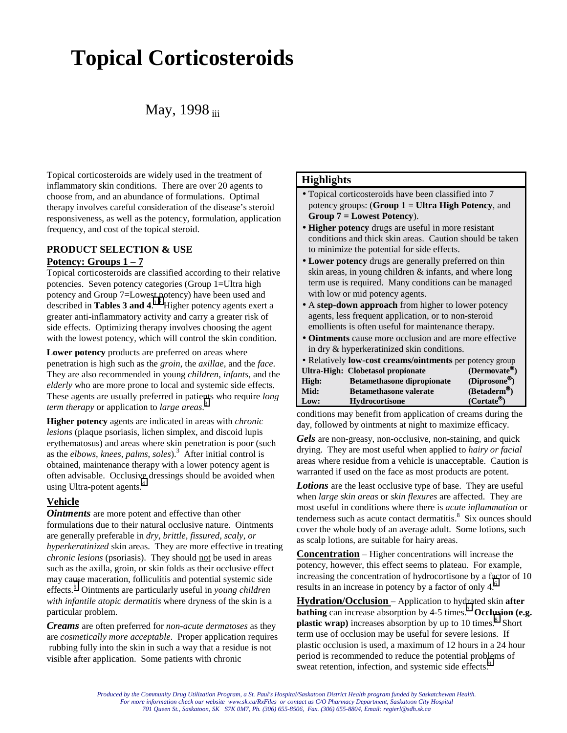# Topical Corticosteroids

May, 1998 iii

Topical corticosteroids are widely used in the treatment of inflammatory skin conditions. There are over 20 agents to choose from, and an abundance of formulations. Optimal therapy involves careful consideration of the disease's steroid responsiveness, as well as the potency, formulation, application frequency, and cost of the topical steroid.

## PRODUCT SELECTION & USE

### Potency: Groups 1 – 7

Topical corticosteroids are classified according to their relative potencies. Seven potency categories (Group 1=Ultra high potency and Group 7=Lowest potency) have been used and described in **Tables 3 and 4**.[1,2] Higher potency agents exert a greater anti-inflammatory activity and carry a greater risk of side effects. Optimizing therapy involves choosing the agent with the lowest potency, which will control the skin condition.

**Lower potency** products are preferred on areas where penetration is high such as the *groin*, the *axillae*, and the *face*. They are also recommended in young *children*, *infants*, and the *elderly* who are more prone to local and systemic side effects. These agents are usually preferred in patients who require *long term therapy* or application to *large areas*.[3]

**Higher potency** agents are indicated in areas with *chronic lesions* (plaque psoriasis, lichen simplex, and discoid lupis erythematosus) and areas where skin penetration is poor (such as the *elbows*, *knees*, *palms*, *soles*).[3] After initial control is obtained, maintenance therapy with a lower potency agent is often advisable. Occlusive dressings should be avoided when using Ultra-potent agents.[4]

### Vehicle

***Ointments*** are more potent and effective than other formulations due to their natural occlusive nature. Ointments are generally preferable in *dry, brittle, fissured, scaly, or hyperkeratinized* skin areas. They are more effective in treating *chronic lesions* (psoriasis). They should not be used in areas such as the axilla, groin, or skin folds as their occlusive effect may cause maceration, folliculitis and potential systemic side effects.[5] Ointments are particularly useful in *young children with infantile atopic dermatitis* where dryness of the skin is a particular problem.

***Creams*** are often preferred for *non-acute dermatoses* as they are *cosmetically more acceptable*. Proper application requires rubbing fully into the skin in such a way that a residue is not visible after application. Some patients with chronic conditions may benefit from application of creams during the day, followed by ointments at night to maximize efficacy.

***Gels*** are non-greasy, non-occlusive, non-staining, and quick drying. They are most useful when applied to *hairy or facial* areas where residue from a vehicle is unacceptable. Caution is warranted if used on the face as most products are potent.

***Lotions*** are the least occlusive type of base. They are useful when *large skin areas* or *skin flexures* are affected. They are most useful in conditions where there is *acute inflammation* or tenderness such as acute contact dermatitis.[8] Six ounces should cover the whole body of an average adult. Some lotions, such as scalp lotions, are suitable for hairy areas.

**Concentration** – Higher concentrations will increase the potency, however, this effect seems to plateau. For example, increasing the concentration of hydrocortisone by a factor of 10 results in an increase in potency by a factor of only 4.[6]

**Hydration/Occlusion** – Application to hydrated skin **after bathing** can increase absorption by 4-5 times.[7] **Occlusion (e.g. plastic wrap)** increases absorption by up to 10 times.[8] Short term use of occlusion may be useful for severe lesions. If plastic occlusion is used, a maximum of 12 hours in a 24 hour period is recommended to reduce the potential problems of sweat retention, infection, and systemic side effects.[9]

## Highlights

- Topical corticosteroids have been classified into 7 potency groups: (**Group 1 = Ultra High Potency**, and **Group 7 = Lowest Potency**).
- **Higher potency** drugs are useful in more resistant conditions and thick skin areas. Caution should be taken to minimize the potential for side effects.
- **Lower potency** drugs are generally preferred on thin skin areas, in young children & infants, and where long term use is required. Many conditions can be managed with low or mid potency agents.
- A **step-down approach** from higher to lower potency agents, less frequent application, or to non-steroid emollients is often useful for maintenance therapy.
- **Ointments** cause more occlusion and are more effective in dry & hyperkeratinized skin conditions.
- Relatively **low-cost creams/ointments** per potency group

| | | |
|---|---|---|
| **Ultra-High:** | **Clobetasol propionate** | **(Dermovate®)** |
| **High:** | **Betamethasone dipropionate** | **(Diprosone®)** |
| **Mid:** | **Betamethasone valerate** | **(Betaderm®)** |
| **Low:** | **Hydrocortisone** | **(Cortate®)** |

*Produced by the Community Drug Utilization Program, a St. Paul's Hospital/Saskatoon District Health program funded by Saskatchewan Health. For more information check our website www.sk.ca/RxFiles or contact us C/O Pharmacy Department, Saskatoon City Hospital 701 Queen St., Saskatoon, SK S7K 0M7, Ph. (306) 655-8506, Fax. (306) 655-8804, Email: regierl@sdh.sk.ca*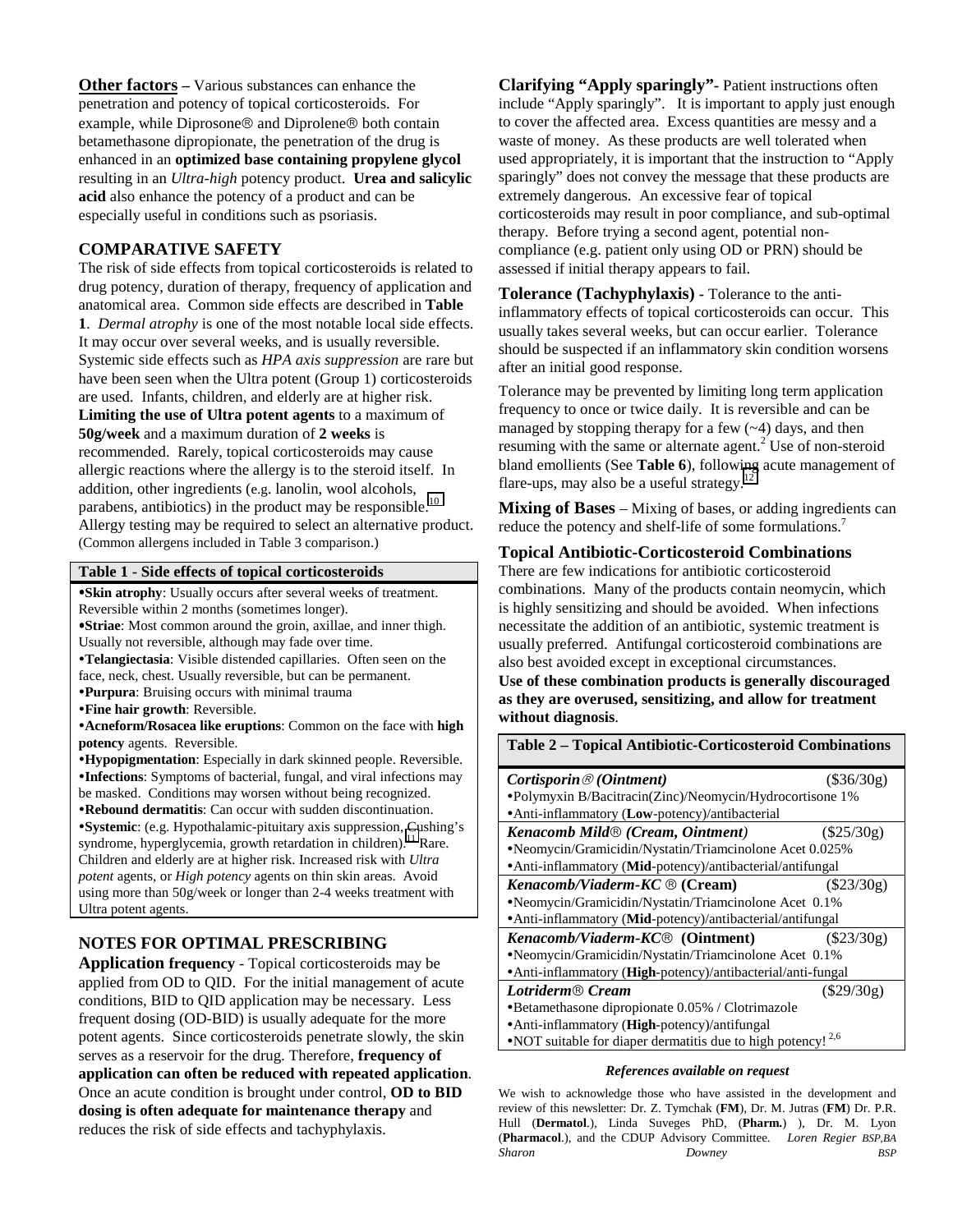**Other factors** – Various substances can enhance the penetration and potency of topical corticosteroids. For example, while Diprosone® and Diprolene® both contain betamethasone dipropionate, the penetration of the drug is enhanced in an **optimized base containing propylene glycol** resulting in an *Ultra-high* potency product. **Urea and salicylic acid** also enhance the potency of a product and can be especially useful in conditions such as psoriasis.

## COMPARATIVE SAFETY

The risk of side effects from topical corticosteroids is related to drug potency, duration of therapy, frequency of application and anatomical area. Common side effects are described in **Table 1**. *Dermal atrophy* is one of the most notable local side effects. It may occur over several weeks, and is usually reversible. Systemic side effects such as *HPA axis suppression* are rare but have been seen when the Ultra potent (Group 1) corticosteroids are used. Infants, children, and elderly are at higher risk. **Limiting the use of Ultra potent agents** to a maximum of **50g/week** and a maximum duration of **2 weeks** is recommended. Rarely, topical corticosteroids may cause allergic reactions where the allergy is to the steroid itself. In addition, other ingredients (e.g. lanolin, wool alcohols, parabens, antibiotics) in the product may be responsible.[10] Allergy testing may be required to select an alternative product. (Common allergens included in Table 3 comparison.)

**Table 1 - Side effects of topical corticosteroids**

- **Skin atrophy**: Usually occurs after several weeks of treatment. Reversible within 2 months (sometimes longer).
- **Striae**: Most common around the groin, axillae, and inner thigh. Usually not reversible, although may fade over time.
- **Telangiectasia**: Visible distended capillaries. Often seen on the face, neck, chest. Usually reversible, but can be permanent.
- **Purpura**: Bruising occurs with minimal trauma
- **Fine hair growth**: Reversible.
- **Acneform/Rosacea like eruptions**: Common on the face with **high potency** agents. Reversible.
- **Hypopigmentation**: Especially in dark skinned people. Reversible.
- **Infections**: Symptoms of bacterial, fungal, and viral infections may be masked. Conditions may worsen without being recognized.
- **Rebound dermatitis**: Can occur with sudden discontinuation.
- **Systemic**: (e.g. Hypothalamic-pituitary axis suppression, Cushing's syndrome, hyperglycemia, growth retardation in children).[11] Rare. Children and elderly are at higher risk. Increased risk with *Ultra potent* agents, or *High potency* agents on thin skin areas. Avoid using more than 50g/week or longer than 2-4 weeks treatment with Ultra potent agents.

## NOTES FOR OPTIMAL PRESCRIBING

**Application frequency** - Topical corticosteroids may be applied from OD to QID. For the initial management of acute conditions, BID to QID application may be necessary. Less frequent dosing (OD-BID) is usually adequate for the more potent agents. Since corticosteroids penetrate slowly, the skin serves as a reservoir for the drug. Therefore, **frequency of application can often be reduced with repeated application**. Once an acute condition is brought under control, **OD to BID dosing is often adequate for maintenance therapy** and reduces the risk of side effects and tachyphylaxis.

**Clarifying "Apply sparingly"**- Patient instructions often include "Apply sparingly". It is important to apply just enough to cover the affected area. Excess quantities are messy and a waste of money. As these products are well tolerated when used appropriately, it is important that the instruction to "Apply sparingly" does not convey the message that these products are extremely dangerous. An excessive fear of topical corticosteroids may result in poor compliance, and sub-optimal therapy. Before trying a second agent, potential non-compliance (e.g. patient only using OD or PRN) should be assessed if initial therapy appears to fail.

**Tolerance (Tachyphylaxis)** - Tolerance to the anti-inflammatory effects of topical corticosteroids can occur. This usually takes several weeks, but can occur earlier. Tolerance should be suspected if an inflammatory skin condition worsens after an initial good response.

Tolerance may be prevented by limiting long term application frequency to once or twice daily. It is reversible and can be managed by stopping therapy for a few (~4) days, and then resuming with the same or alternate agent.[2] Use of non-steroid bland emollients (See **Table 6**), following acute management of flare-ups, may also be a useful strategy.[12]

**Mixing of Bases** – Mixing of bases, or adding ingredients can reduce the potency and shelf-life of some formulations.[7]

### Topical Antibiotic-Corticosteroid Combinations

There are few indications for antibiotic corticosteroid combinations. Many of the products contain neomycin, which is highly sensitizing and should be avoided. When infections necessitate the addition of an antibiotic, systemic treatment is usually preferred. Antifungal corticosteroid combinations are also best avoided except in exceptional circumstances. **Use of these combination products is generally discouraged as they are overused, sensitizing, and allow for treatment without diagnosis**.

**Table 2 – Topical Antibiotic-Corticosteroid Combinations**

| Product | Cost |
|---|---|
| ***Cortisporin® (Ointment)***<br>• Polymyxin B/Bacitracin(Zinc)/Neomycin/Hydrocortisone 1%<br>• Anti-inflammatory (**Low**-potency)/antibacterial | ($36/30g) |
| ***Kenacomb Mild® (Cream, Ointment)***<br>• Neomycin/Gramicidin/Nystatin/Triamcinolone Acet 0.025%<br>• Anti-inflammatory (**Mid**-potency)/antibacterial/antifungal | ($25/30g) |
| ***Kenacomb/Viaderm-KC ®* (Cream)**<br>• Neomycin/Gramicidin/Nystatin/Triamcinolone Acet 0.1%<br>• Anti-inflammatory (**Mid**-potency)/antibacterial/antifungal | ($23/30g) |
| ***Kenacomb/Viaderm-KC®* (Ointment)**<br>• Neomycin/Gramicidin/Nystatin/Triamcinolone Acet 0.1%<br>• Anti-inflammatory (**High**-potency)/antibacterial/anti-fungal | ($23/30g) |
| ***Lotriderm® Cream***<br>• Betamethasone dipropionate 0.05% / Clotrimazole<br>• Anti-inflammatory (**High**-potency)/antifungal<br>• NOT suitable for diaper dermatitis due to high potency![2,6] | ($29/30g) |

***References available on request***

We wish to acknowledge those who have assisted in the development and review of this newsletter: Dr. Z. Tymchak (**FM**), Dr. M. Jutras (**FM**) Dr. P.R. Hull (**Dermatol**.), Linda Suveges PhD, (**Pharm.**) ), Dr. M. Lyon (**Pharmacol**.), and the CDUP Advisory Committee. *Loren Regier BSP,BA Sharon Downey BSP*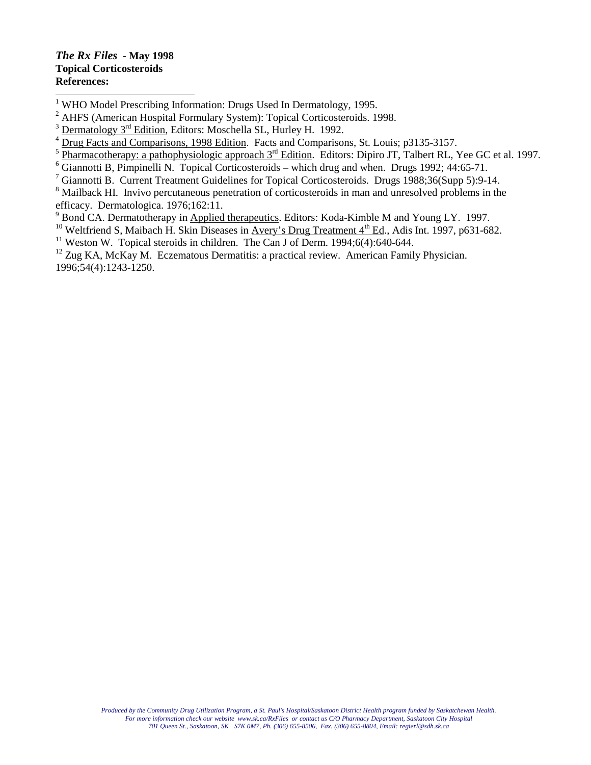***The Rx Files* - May 1998**
**Topical Corticosteroids**
**References:**

[1] WHO Model Prescribing Information: Drugs Used In Dermatology, 1995.
[2] AHFS (American Hospital Formulary System): Topical Corticosteroids. 1998.
[3] Dermatology 3rd Edition, Editors: Moschella SL, Hurley H. 1992.
[4] Drug Facts and Comparisons, 1998 Edition. Facts and Comparisons, St. Louis; p3135-3157.
[5] Pharmacotherapy: a pathophysiologic approach 3rd Edition. Editors: Dipiro JT, Talbert RL, Yee GC et al. 1997.
[6] Giannotti B, Pimpinelli N. Topical Corticosteroids – which drug and when. Drugs 1992; 44:65-71.
[7] Giannotti B. Current Treatment Guidelines for Topical Corticosteroids. Drugs 1988;36(Supp 5):9-14.
[8] Mailback HI. Invivo percutaneous penetration of corticosteroids in man and unresolved problems in the efficacy. Dermatologica. 1976;162:11.
[9] Bond CA. Dermatotherapy in Applied therapeutics. Editors: Koda-Kimble M and Young LY. 1997.
[10] Weltfriend S, Maibach H. Skin Diseases in Avery's Drug Treatment 4th Ed., Adis Int. 1997, p631-682.
[11] Weston W. Topical steroids in children. The Can J of Derm. 1994;6(4):640-644.
[12] Zug KA, McKay M. Eczematous Dermatitis: a practical review. American Family Physician. 1996;54(4):1243-1250.

*Produced by the Community Drug Utilization Program, a St. Paul's Hospital/Saskatoon District Health program funded by Saskatchewan Health. For more information check our website www.sk.ca/RxFiles or contact us C/O Pharmacy Department, Saskatoon City Hospital 701 Queen St., Saskatoon, SK S7K 0M7, Ph. (306) 655-8506, Fax. (306) 655-8804, Email: regierl@sdh.sk.ca*